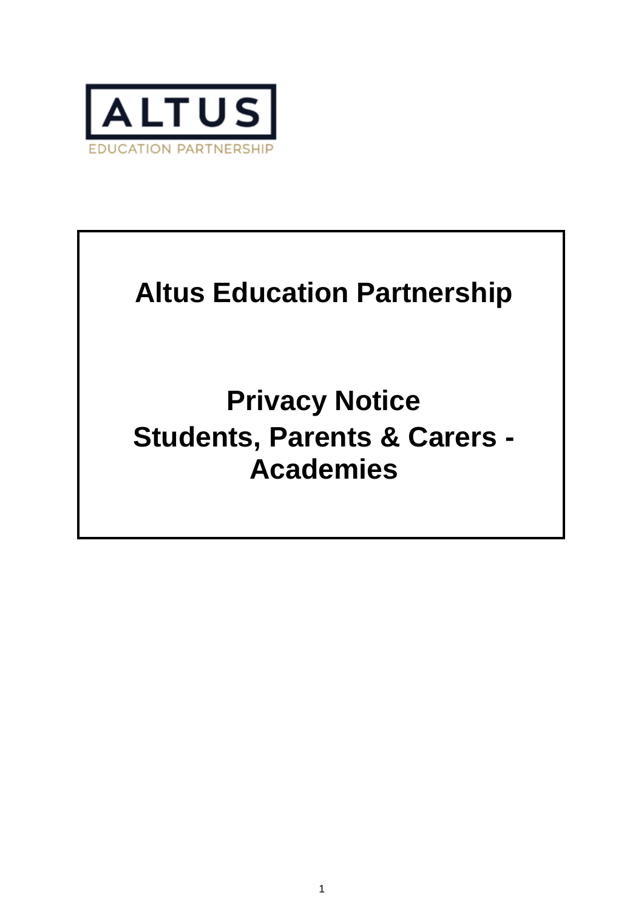ALTUS

EDUCATION PARTNERSHIP

# Altus Education Partnership

# Privacy Notice
# Students, Parents & Carers - Academies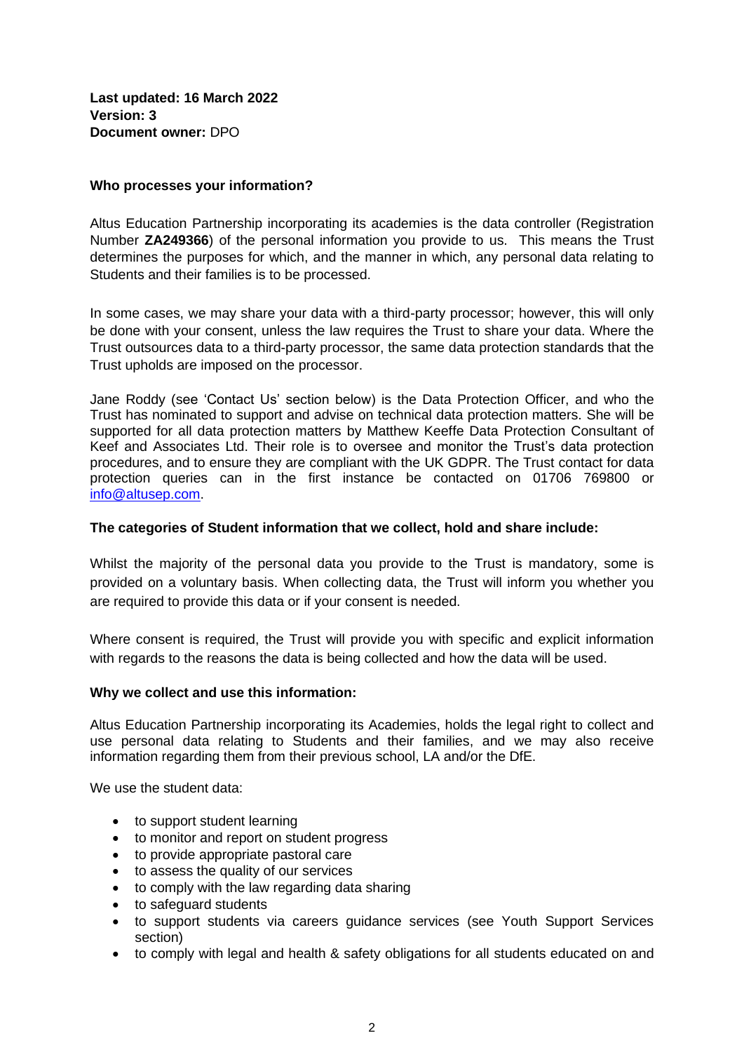**Last updated: 16 March 2022**
**Version: 3**
**Document owner:** DPO

**Who processes your information?**

Altus Education Partnership incorporating its academies is the data controller (Registration Number **ZA249366**) of the personal information you provide to us. This means the Trust determines the purposes for which, and the manner in which, any personal data relating to Students and their families is to be processed.

In some cases, we may share your data with a third-party processor; however, this will only be done with your consent, unless the law requires the Trust to share your data. Where the Trust outsources data to a third-party processor, the same data protection standards that the Trust upholds are imposed on the processor.

Jane Roddy (see 'Contact Us' section below) is the Data Protection Officer, and who the Trust has nominated to support and advise on technical data protection matters. She will be supported for all data protection matters by Matthew Keeffe Data Protection Consultant of Keef and Associates Ltd. Their role is to oversee and monitor the Trust's data protection procedures, and to ensure they are compliant with the UK GDPR. The Trust contact for data protection queries can in the first instance be contacted on 01706 769800 or info@altusep.com.

**The categories of Student information that we collect, hold and share include:**

Whilst the majority of the personal data you provide to the Trust is mandatory, some is provided on a voluntary basis. When collecting data, the Trust will inform you whether you are required to provide this data or if your consent is needed.

Where consent is required, the Trust will provide you with specific and explicit information with regards to the reasons the data is being collected and how the data will be used.

**Why we collect and use this information:**

Altus Education Partnership incorporating its Academies, holds the legal right to collect and use personal data relating to Students and their families, and we may also receive information regarding them from their previous school, LA and/or the DfE.

We use the student data:

- to support student learning
- to monitor and report on student progress
- to provide appropriate pastoral care
- to assess the quality of our services
- to comply with the law regarding data sharing
- to safeguard students
- to support students via careers guidance services (see Youth Support Services section)
- to comply with legal and health & safety obligations for all students educated on and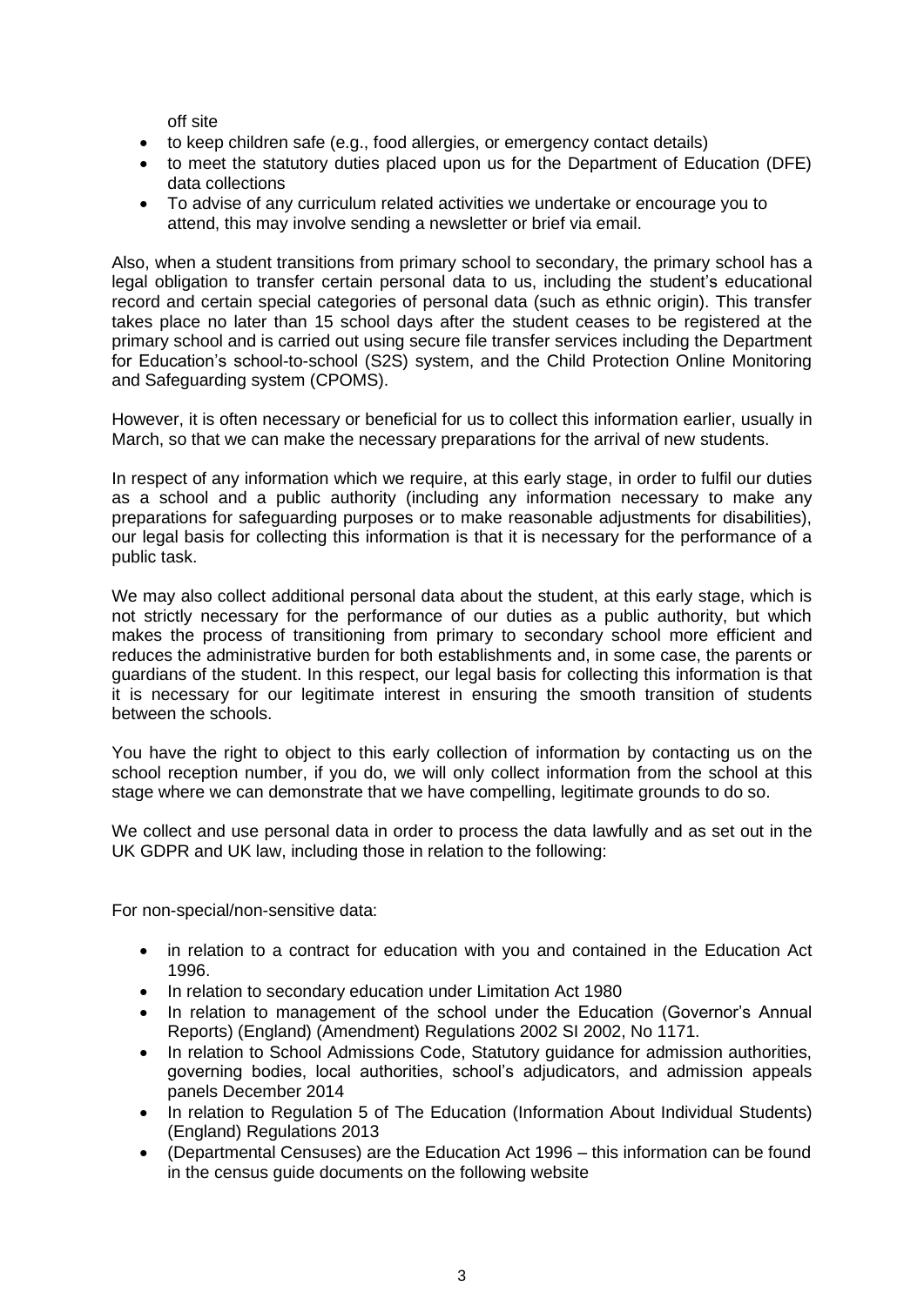off site

- to keep children safe (e.g., food allergies, or emergency contact details)
- to meet the statutory duties placed upon us for the Department of Education (DFE) data collections
- To advise of any curriculum related activities we undertake or encourage you to attend, this may involve sending a newsletter or brief via email.

Also, when a student transitions from primary school to secondary, the primary school has a legal obligation to transfer certain personal data to us, including the student's educational record and certain special categories of personal data (such as ethnic origin). This transfer takes place no later than 15 school days after the student ceases to be registered at the primary school and is carried out using secure file transfer services including the Department for Education's school-to-school (S2S) system, and the Child Protection Online Monitoring and Safeguarding system (CPOMS).

However, it is often necessary or beneficial for us to collect this information earlier, usually in March, so that we can make the necessary preparations for the arrival of new students.

In respect of any information which we require, at this early stage, in order to fulfil our duties as a school and a public authority (including any information necessary to make any preparations for safeguarding purposes or to make reasonable adjustments for disabilities), our legal basis for collecting this information is that it is necessary for the performance of a public task.

We may also collect additional personal data about the student, at this early stage, which is not strictly necessary for the performance of our duties as a public authority, but which makes the process of transitioning from primary to secondary school more efficient and reduces the administrative burden for both establishments and, in some case, the parents or guardians of the student. In this respect, our legal basis for collecting this information is that it is necessary for our legitimate interest in ensuring the smooth transition of students between the schools.

You have the right to object to this early collection of information by contacting us on the school reception number, if you do, we will only collect information from the school at this stage where we can demonstrate that we have compelling, legitimate grounds to do so.

We collect and use personal data in order to process the data lawfully and as set out in the UK GDPR and UK law, including those in relation to the following:

For non-special/non-sensitive data:

- in relation to a contract for education with you and contained in the Education Act 1996.
- In relation to secondary education under Limitation Act 1980
- In relation to management of the school under the Education (Governor's Annual Reports) (England) (Amendment) Regulations 2002 SI 2002, No 1171.
- In relation to School Admissions Code, Statutory guidance for admission authorities, governing bodies, local authorities, school's adjudicators, and admission appeals panels December 2014
- In relation to Regulation 5 of The Education (Information About Individual Students) (England) Regulations 2013
- (Departmental Censuses) are the Education Act 1996 – this information can be found in the census guide documents on the following website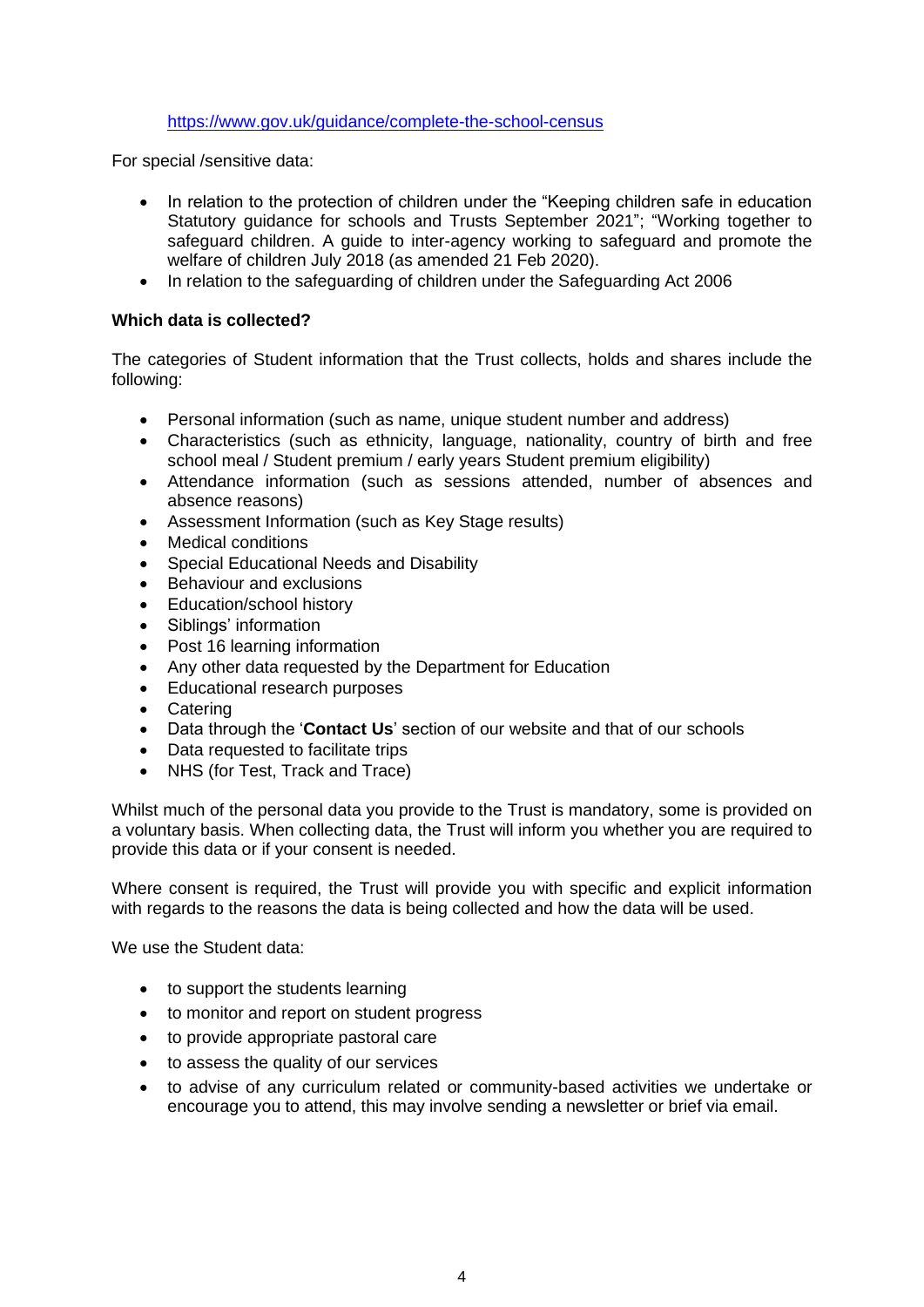https://www.gov.uk/guidance/complete-the-school-census

For special /sensitive data:

- In relation to the protection of children under the "Keeping children safe in education Statutory guidance for schools and Trusts September 2021"; "Working together to safeguard children. A guide to inter-agency working to safeguard and promote the welfare of children July 2018 (as amended 21 Feb 2020).
- In relation to the safeguarding of children under the Safeguarding Act 2006

**Which data is collected?**

The categories of Student information that the Trust collects, holds and shares include the following:

- Personal information (such as name, unique student number and address)
- Characteristics (such as ethnicity, language, nationality, country of birth and free school meal / Student premium / early years Student premium eligibility)
- Attendance information (such as sessions attended, number of absences and absence reasons)
- Assessment Information (such as Key Stage results)
- Medical conditions
- Special Educational Needs and Disability
- Behaviour and exclusions
- Education/school history
- Siblings' information
- Post 16 learning information
- Any other data requested by the Department for Education
- Educational research purposes
- Catering
- Data through the '**Contact Us**' section of our website and that of our schools
- Data requested to facilitate trips
- NHS (for Test, Track and Trace)

Whilst much of the personal data you provide to the Trust is mandatory, some is provided on a voluntary basis. When collecting data, the Trust will inform you whether you are required to provide this data or if your consent is needed.

Where consent is required, the Trust will provide you with specific and explicit information with regards to the reasons the data is being collected and how the data will be used.

We use the Student data:

- to support the students learning
- to monitor and report on student progress
- to provide appropriate pastoral care
- to assess the quality of our services
- to advise of any curriculum related or community-based activities we undertake or encourage you to attend, this may involve sending a newsletter or brief via email.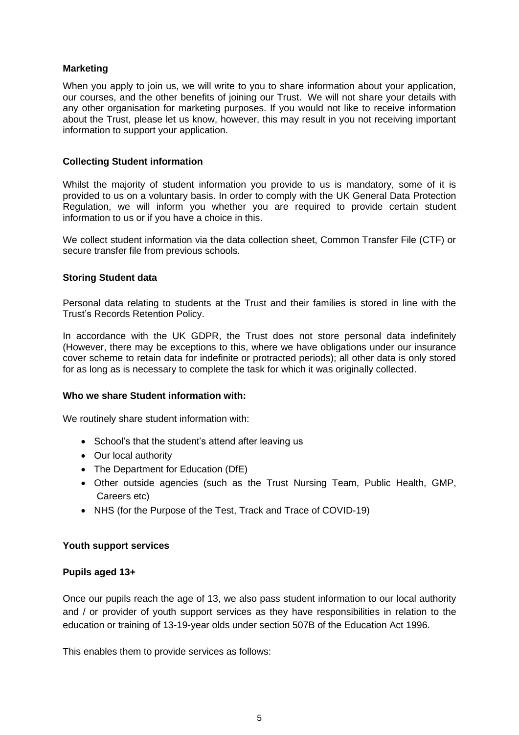**Marketing**

When you apply to join us, we will write to you to share information about your application, our courses, and the other benefits of joining our Trust. We will not share your details with any other organisation for marketing purposes. If you would not like to receive information about the Trust, please let us know, however, this may result in you not receiving important information to support your application.

**Collecting Student information**

Whilst the majority of student information you provide to us is mandatory, some of it is provided to us on a voluntary basis. In order to comply with the UK General Data Protection Regulation, we will inform you whether you are required to provide certain student information to us or if you have a choice in this.

We collect student information via the data collection sheet, Common Transfer File (CTF) or secure transfer file from previous schools.

**Storing Student data**

Personal data relating to students at the Trust and their families is stored in line with the Trust's Records Retention Policy.

In accordance with the UK GDPR, the Trust does not store personal data indefinitely (However, there may be exceptions to this, where we have obligations under our insurance cover scheme to retain data for indefinite or protracted periods); all other data is only stored for as long as is necessary to complete the task for which it was originally collected.

**Who we share Student information with:**

We routinely share student information with:

- School's that the student's attend after leaving us
- Our local authority
- The Department for Education (DfE)
- Other outside agencies (such as the Trust Nursing Team, Public Health, GMP, Careers etc)
- NHS (for the Purpose of the Test, Track and Trace of COVID-19)

**Youth support services**

**Pupils aged 13+**

Once our pupils reach the age of 13, we also pass student information to our local authority and / or provider of youth support services as they have responsibilities in relation to the education or training of 13-19-year olds under section 507B of the Education Act 1996.

This enables them to provide services as follows: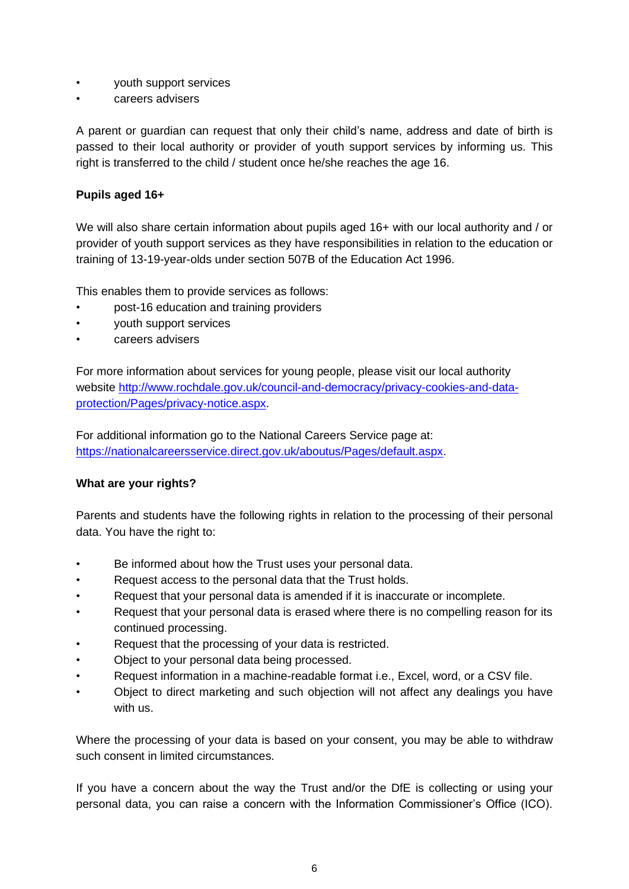- youth support services
- careers advisers

A parent or guardian can request that only their child's name, address and date of birth is passed to their local authority or provider of youth support services by informing us. This right is transferred to the child / student once he/she reaches the age 16.

**Pupils aged 16+**

We will also share certain information about pupils aged 16+ with our local authority and / or provider of youth support services as they have responsibilities in relation to the education or training of 13-19-year-olds under section 507B of the Education Act 1996.

This enables them to provide services as follows:

- post-16 education and training providers
- youth support services
- careers advisers

For more information about services for young people, please visit our local authority website [http://www.rochdale.gov.uk/council-and-democracy/privacy-cookies-and-data-protection/Pages/privacy-notice.aspx](http://www.rochdale.gov.uk/council-and-democracy/privacy-cookies-and-data-protection/Pages/privacy-notice.aspx).

For additional information go to the National Careers Service page at: [https://nationalcareersservice.direct.gov.uk/aboutus/Pages/default.aspx](https://nationalcareersservice.direct.gov.uk/aboutus/Pages/default.aspx).

**What are your rights?**

Parents and students have the following rights in relation to the processing of their personal data. You have the right to:

- Be informed about how the Trust uses your personal data.
- Request access to the personal data that the Trust holds.
- Request that your personal data is amended if it is inaccurate or incomplete.
- Request that your personal data is erased where there is no compelling reason for its continued processing.
- Request that the processing of your data is restricted.
- Object to your personal data being processed.
- Request information in a machine-readable format i.e., Excel, word, or a CSV file.
- Object to direct marketing and such objection will not affect any dealings you have with us.

Where the processing of your data is based on your consent, you may be able to withdraw such consent in limited circumstances.

If you have a concern about the way the Trust and/or the DfE is collecting or using your personal data, you can raise a concern with the Information Commissioner's Office (ICO).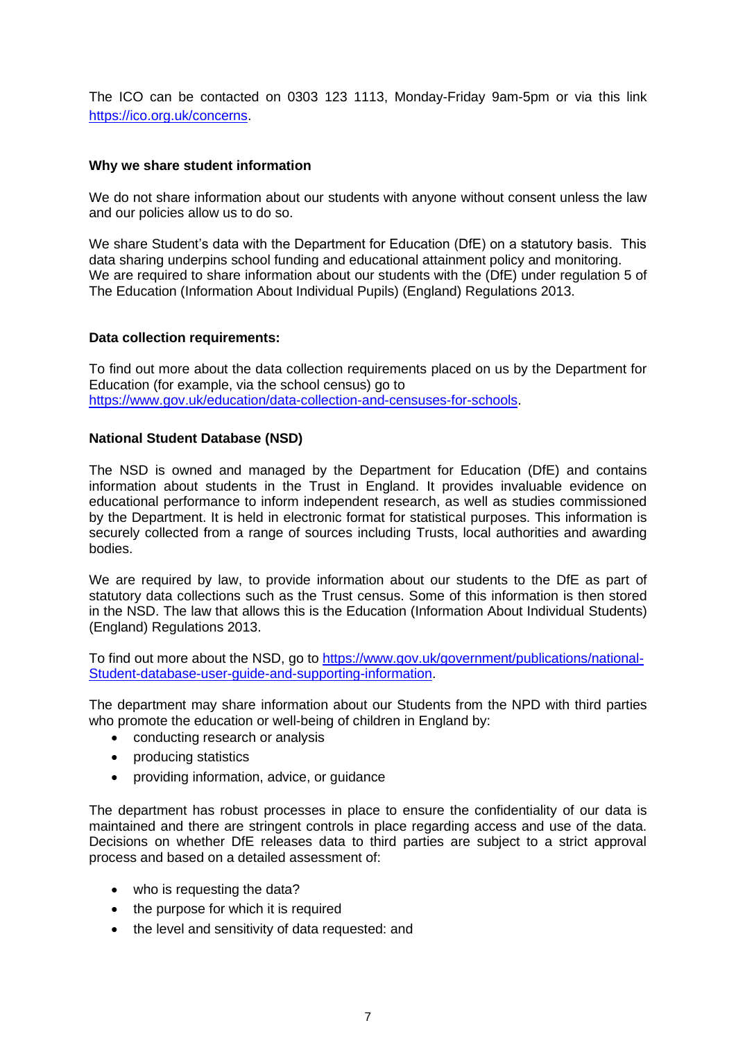The ICO can be contacted on 0303 123 1113, Monday-Friday 9am-5pm or via this link https://ico.org.uk/concerns.

**Why we share student information**

We do not share information about our students with anyone without consent unless the law and our policies allow us to do so.

We share Student's data with the Department for Education (DfE) on a statutory basis. This data sharing underpins school funding and educational attainment policy and monitoring. We are required to share information about our students with the (DfE) under regulation 5 of The Education (Information About Individual Pupils) (England) Regulations 2013.

**Data collection requirements:**

To find out more about the data collection requirements placed on us by the Department for Education (for example, via the school census) go to https://www.gov.uk/education/data-collection-and-censuses-for-schools.

**National Student Database (NSD)**

The NSD is owned and managed by the Department for Education (DfE) and contains information about students in the Trust in England. It provides invaluable evidence on educational performance to inform independent research, as well as studies commissioned by the Department. It is held in electronic format for statistical purposes. This information is securely collected from a range of sources including Trusts, local authorities and awarding bodies.

We are required by law, to provide information about our students to the DfE as part of statutory data collections such as the Trust census. Some of this information is then stored in the NSD. The law that allows this is the Education (Information About Individual Students) (England) Regulations 2013.

To find out more about the NSD, go to https://www.gov.uk/government/publications/national-Student-database-user-guide-and-supporting-information.

The department may share information about our Students from the NPD with third parties who promote the education or well-being of children in England by:

- conducting research or analysis
- producing statistics
- providing information, advice, or guidance

The department has robust processes in place to ensure the confidentiality of our data is maintained and there are stringent controls in place regarding access and use of the data. Decisions on whether DfE releases data to third parties are subject to a strict approval process and based on a detailed assessment of:

- who is requesting the data?
- the purpose for which it is required
- the level and sensitivity of data requested: and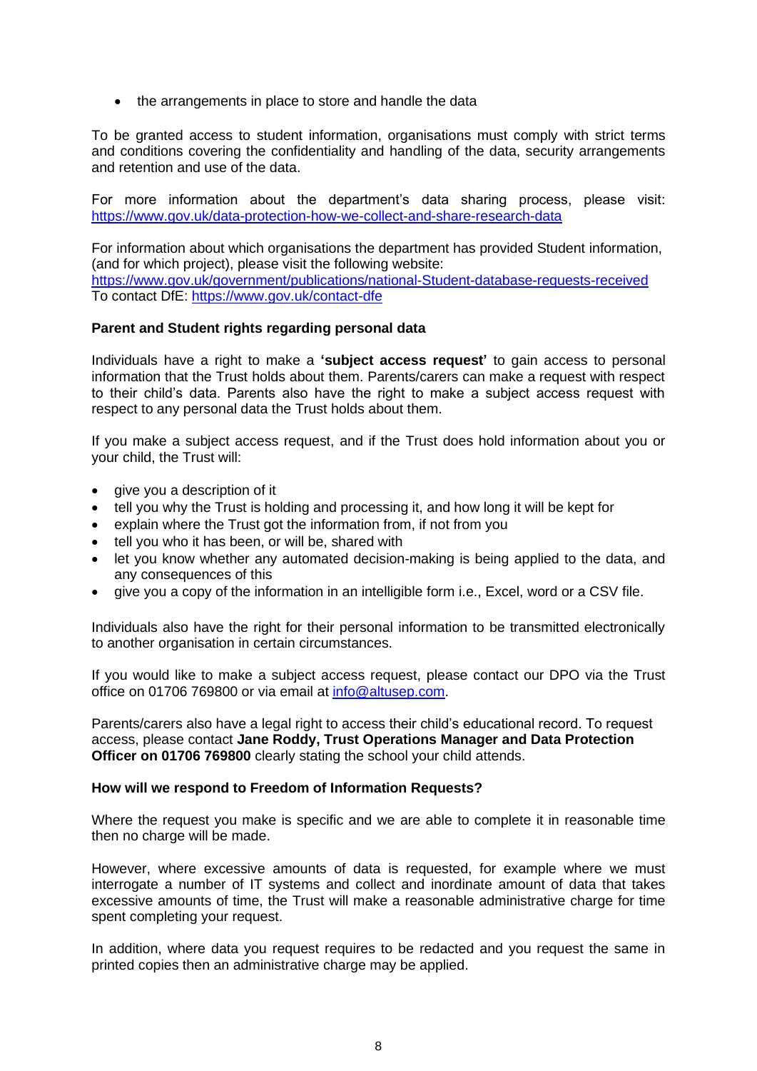- the arrangements in place to store and handle the data

To be granted access to student information, organisations must comply with strict terms and conditions covering the confidentiality and handling of the data, security arrangements and retention and use of the data.

For more information about the department's data sharing process, please visit: https://www.gov.uk/data-protection-how-we-collect-and-share-research-data

For information about which organisations the department has provided Student information, (and for which project), please visit the following website: https://www.gov.uk/government/publications/national-Student-database-requests-received
To contact DfE: https://www.gov.uk/contact-dfe

**Parent and Student rights regarding personal data**

Individuals have a right to make a **'subject access request'** to gain access to personal information that the Trust holds about them. Parents/carers can make a request with respect to their child's data. Parents also have the right to make a subject access request with respect to any personal data the Trust holds about them.

If you make a subject access request, and if the Trust does hold information about you or your child, the Trust will:

- give you a description of it
- tell you why the Trust is holding and processing it, and how long it will be kept for
- explain where the Trust got the information from, if not from you
- tell you who it has been, or will be, shared with
- let you know whether any automated decision-making is being applied to the data, and any consequences of this
- give you a copy of the information in an intelligible form i.e., Excel, word or a CSV file.

Individuals also have the right for their personal information to be transmitted electronically to another organisation in certain circumstances.

If you would like to make a subject access request, please contact our DPO via the Trust office on 01706 769800 or via email at info@altusep.com.

Parents/carers also have a legal right to access their child's educational record. To request access, please contact **Jane Roddy, Trust Operations Manager and Data Protection Officer on 01706 769800** clearly stating the school your child attends.

**How will we respond to Freedom of Information Requests?**

Where the request you make is specific and we are able to complete it in reasonable time then no charge will be made.

However, where excessive amounts of data is requested, for example where we must interrogate a number of IT systems and collect and inordinate amount of data that takes excessive amounts of time, the Trust will make a reasonable administrative charge for time spent completing your request.

In addition, where data you request requires to be redacted and you request the same in printed copies then an administrative charge may be applied.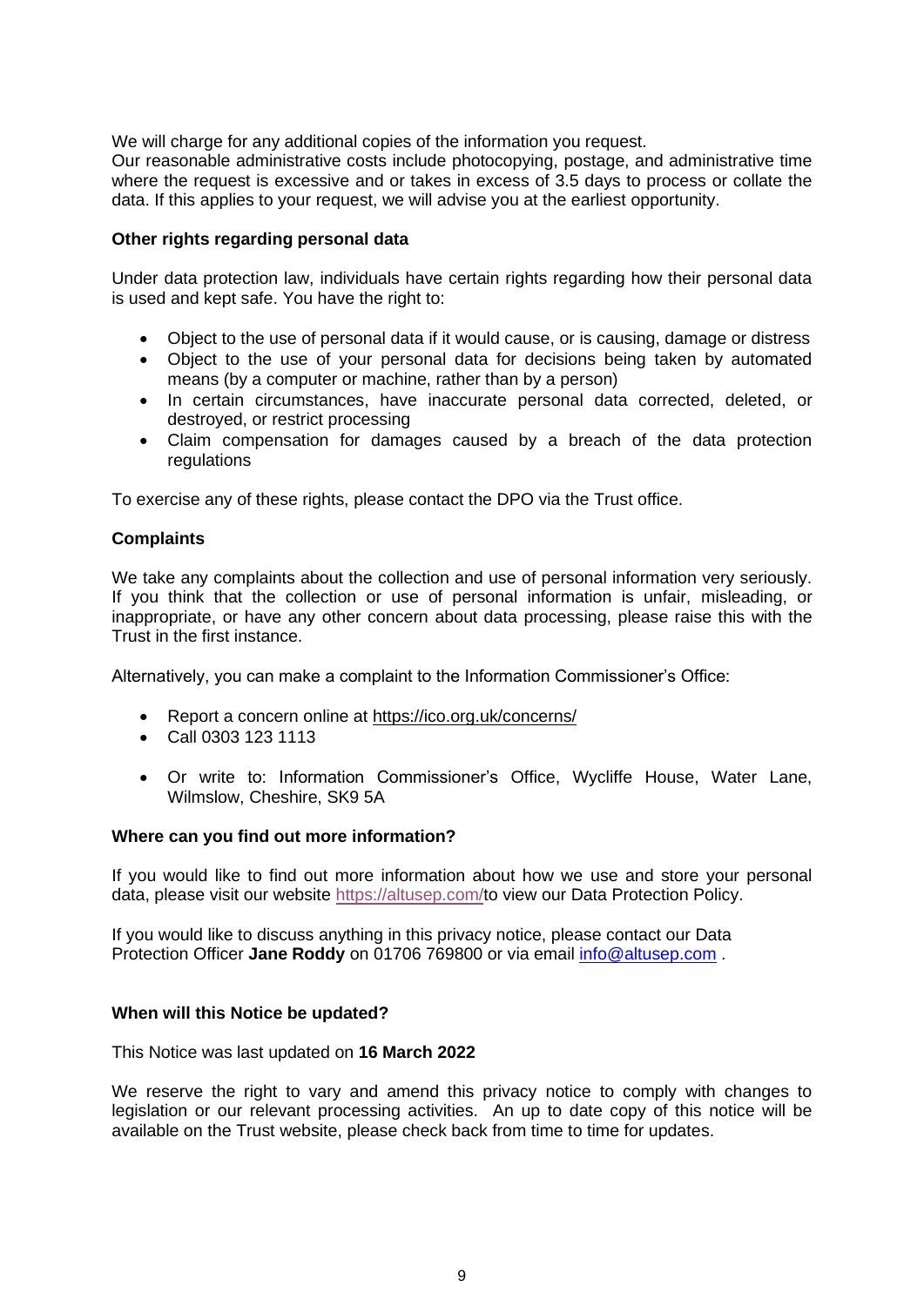We will charge for any additional copies of the information you request.
Our reasonable administrative costs include photocopying, postage, and administrative time where the request is excessive and or takes in excess of 3.5 days to process or collate the data. If this applies to your request, we will advise you at the earliest opportunity.

**Other rights regarding personal data**

Under data protection law, individuals have certain rights regarding how their personal data is used and kept safe. You have the right to:

- Object to the use of personal data if it would cause, or is causing, damage or distress
- Object to the use of your personal data for decisions being taken by automated means (by a computer or machine, rather than by a person)
- In certain circumstances, have inaccurate personal data corrected, deleted, or destroyed, or restrict processing
- Claim compensation for damages caused by a breach of the data protection regulations

To exercise any of these rights, please contact the DPO via the Trust office.

**Complaints**

We take any complaints about the collection and use of personal information very seriously. If you think that the collection or use of personal information is unfair, misleading, or inappropriate, or have any other concern about data processing, please raise this with the Trust in the first instance.

Alternatively, you can make a complaint to the Information Commissioner's Office:

- Report a concern online at https://ico.org.uk/concerns/
- Call 0303 123 1113
- Or write to: Information Commissioner's Office, Wycliffe House, Water Lane, Wilmslow, Cheshire, SK9 5A

**Where can you find out more information?**

If you would like to find out more information about how we use and store your personal data, please visit our website https://altusep.com/to view our Data Protection Policy.

If you would like to discuss anything in this privacy notice, please contact our Data Protection Officer **Jane Roddy** on 01706 769800 or via email info@altusep.com .

**When will this Notice be updated?**

This Notice was last updated on **16 March 2022**

We reserve the right to vary and amend this privacy notice to comply with changes to legislation or our relevant processing activities. An up to date copy of this notice will be available on the Trust website, please check back from time to time for updates.